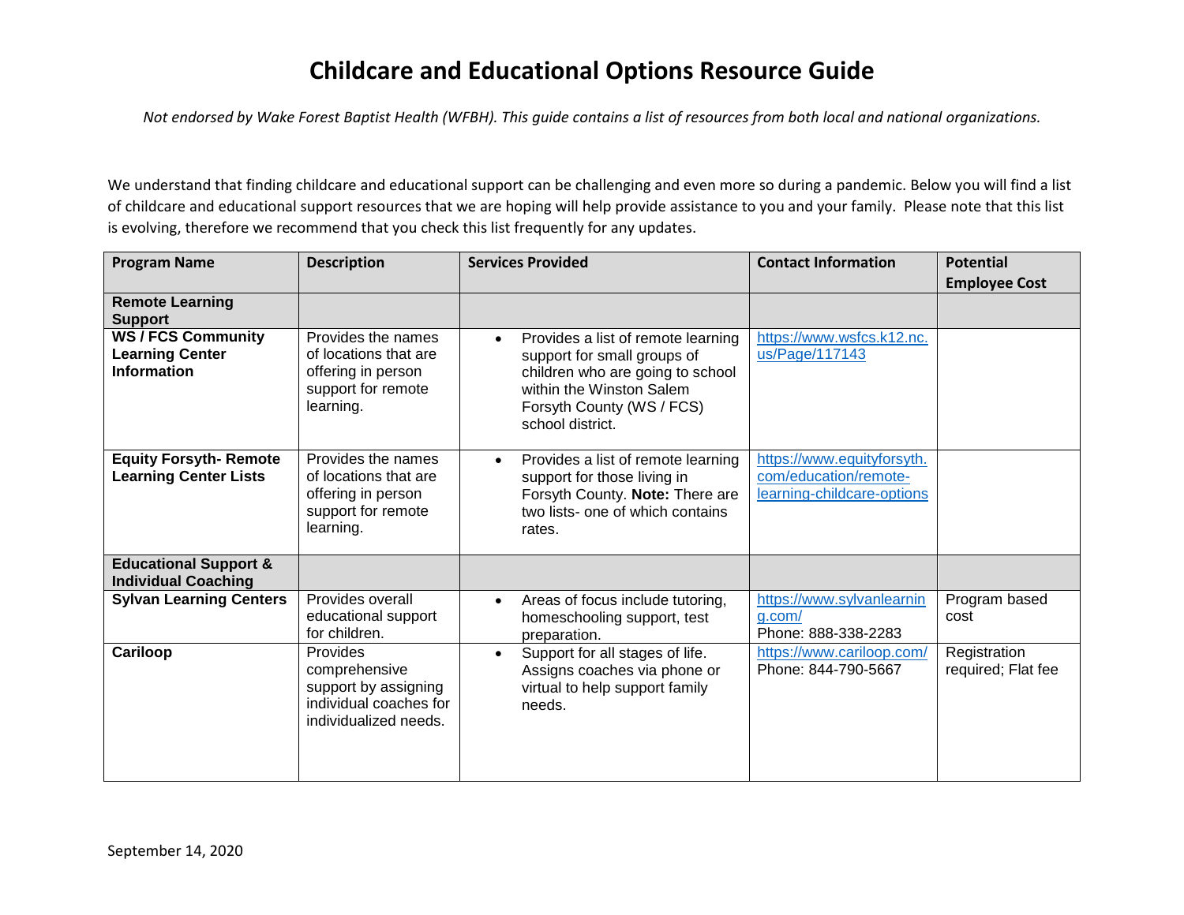# Childcare and Educational Options Resource Guide

*Not endorsed by Wake Forest Baptist Health (WFBH). This guide contains a list of resources from both local and national organizations.*

We understand that finding childcare and educational support can be challenging and even more so during a pandemic. Below you will find a list of childcare and educational support resources that we are hoping will help provide assistance to you and your family. Please note that this list is evolving, therefore we recommend that you check this list frequently for any updates.

| Program Name | Description | Services Provided | Contact Information | Potential Employee Cost |
| --- | --- | --- | --- | --- |
| **Remote Learning Support** | | | | |
| **WS / FCS Community Learning Center Information** | Provides the names of locations that are offering in person support for remote learning. | • Provides a list of remote learning support for small groups of children who are going to school within the Winston Salem Forsyth County (WS / FCS) school district. | https://www.wsfcs.k12.nc.us/Page/117143 | |
| **Equity Forsyth- Remote Learning Center Lists** | Provides the names of locations that are offering in person support for remote learning. | • Provides a list of remote learning support for those living in Forsyth County. **Note:** There are two lists- one of which contains rates. | https://www.equityforsyth.com/education/remote-learning-childcare-options | |
| **Educational Support & Individual Coaching** | | | | |
| **Sylvan Learning Centers** | Provides overall educational support for children. | • Areas of focus include tutoring, homeschooling support, test preparation. | https://www.sylvanlearning.com/ Phone: 888-338-2283 | Program based cost |
| **Cariloop** | Provides comprehensive support by assigning individual coaches for individualized needs. | • Support for all stages of life. Assigns coaches via phone or virtual to help support family needs. | https://www.cariloop.com/ Phone: 844-790-5667 | Registration required; Flat fee |

September 14, 2020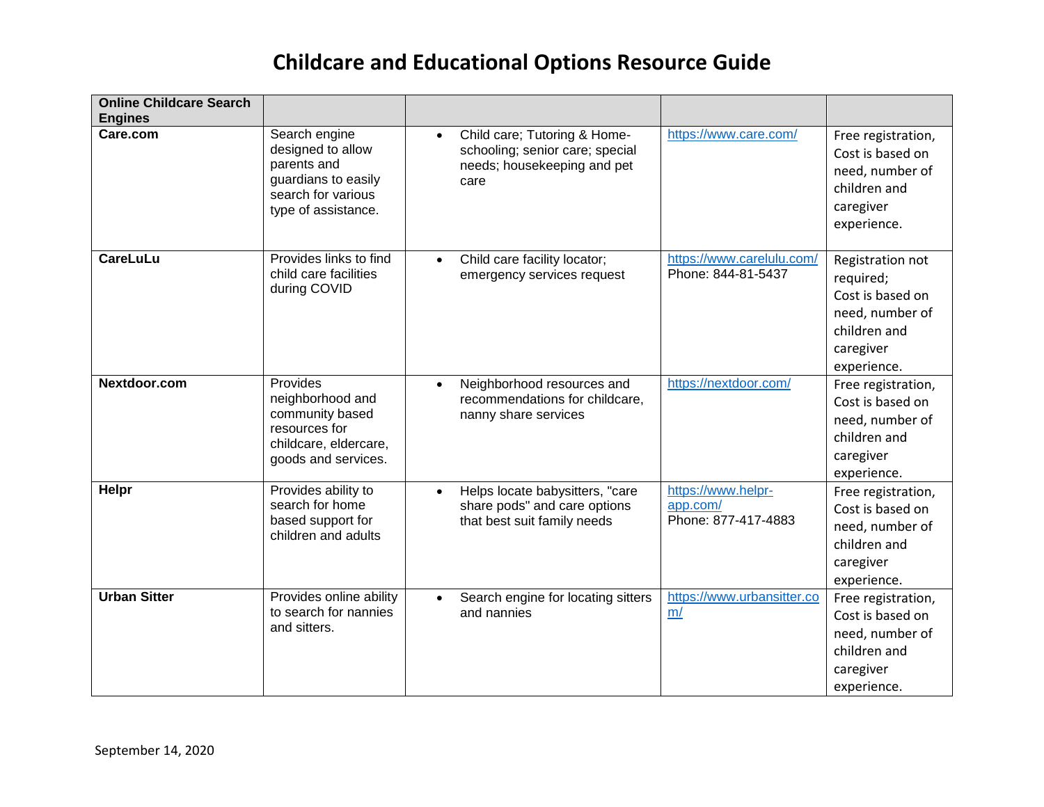# Childcare and Educational Options Resource Guide

| Online Childcare Search Engines | | | | |
|---|---|---|---|---|
| **Care.com** | Search engine designed to allow parents and guardians to easily search for various type of assistance. | • Child care; Tutoring & Home-schooling; senior care; special needs; housekeeping and pet care | https://www.care.com/ | Free registration, Cost is based on need, number of children and caregiver experience. |
| **CareLuLu** | Provides links to find child care facilities during COVID | • Child care facility locator; emergency services request | https://www.carelulu.com/ Phone: 844-81-5437 | Registration not required; Cost is based on need, number of children and caregiver experience. |
| **Nextdoor.com** | Provides neighborhood and community based resources for childcare, eldercare, goods and services. | • Neighborhood resources and recommendations for childcare, nanny share services | https://nextdoor.com/ | Free registration, Cost is based on need, number of children and caregiver experience. |
| **Helpr** | Provides ability to search for home based support for children and adults | • Helps locate babysitters, "care share pods" and care options that best suit family needs | https://www.helpr-app.com/ Phone: 877-417-4883 | Free registration, Cost is based on need, number of children and caregiver experience. |
| **Urban Sitter** | Provides online ability to search for nannies and sitters. | • Search engine for locating sitters and nannies | https://www.urbansitter.com/ | Free registration, Cost is based on need, number of children and caregiver experience. |

September 14, 2020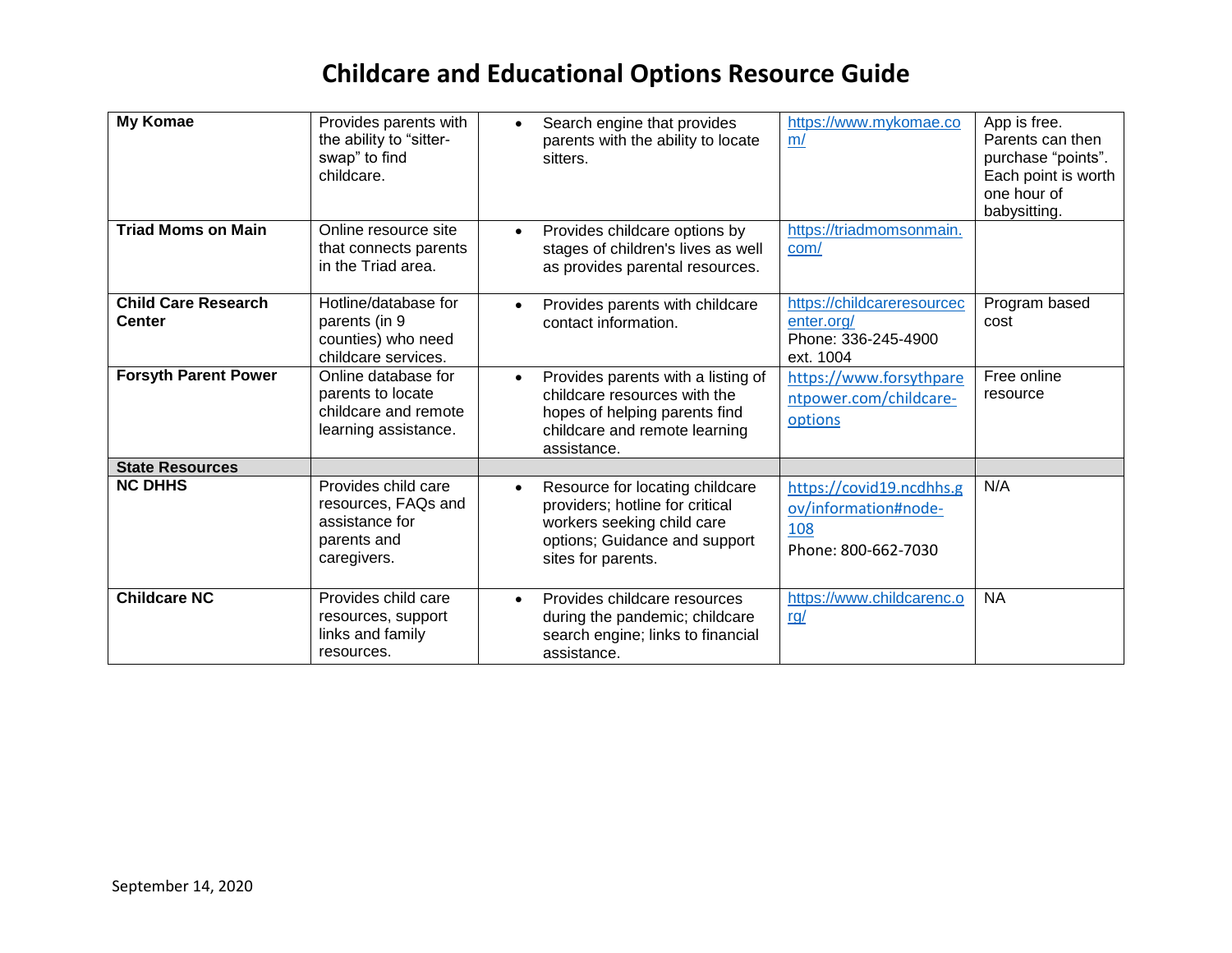# Childcare and Educational Options Resource Guide

| | | | | |
|---|---|---|---|---|
| **My Komae** | Provides parents with the ability to "sitter-swap" to find childcare. | • Search engine that provides parents with the ability to locate sitters. | https://www.mykomae.com/ | App is free. Parents can then purchase "points". Each point is worth one hour of babysitting. |
| **Triad Moms on Main** | Online resource site that connects parents in the Triad area. | • Provides childcare options by stages of children's lives as well as provides parental resources. | https://triadmomsonmain.com/ | |
| **Child Care Research Center** | Hotline/database for parents (in 9 counties) who need childcare services. | • Provides parents with childcare contact information. | https://childcareresourcecenter.org/ Phone: 336-245-4900 ext. 1004 | Program based cost |
| **Forsyth Parent Power** | Online database for parents to locate childcare and remote learning assistance. | • Provides parents with a listing of childcare resources with the hopes of helping parents find childcare and remote learning assistance. | https://www.forsythparentpower.com/childcare-options | Free online resource |
| **State Resources** | | | | |
| **NC DHHS** | Provides child care resources, FAQs and assistance for parents and caregivers. | • Resource for locating childcare providers; hotline for critical workers seeking child care options; Guidance and support sites for parents. | https://covid19.ncdhhs.gov/information#node-108 Phone: 800-662-7030 | N/A |
| **Childcare NC** | Provides child care resources, support links and family resources. | • Provides childcare resources during the pandemic; childcare search engine; links to financial assistance. | https://www.childcarenc.org/ | NA |

September 14, 2020